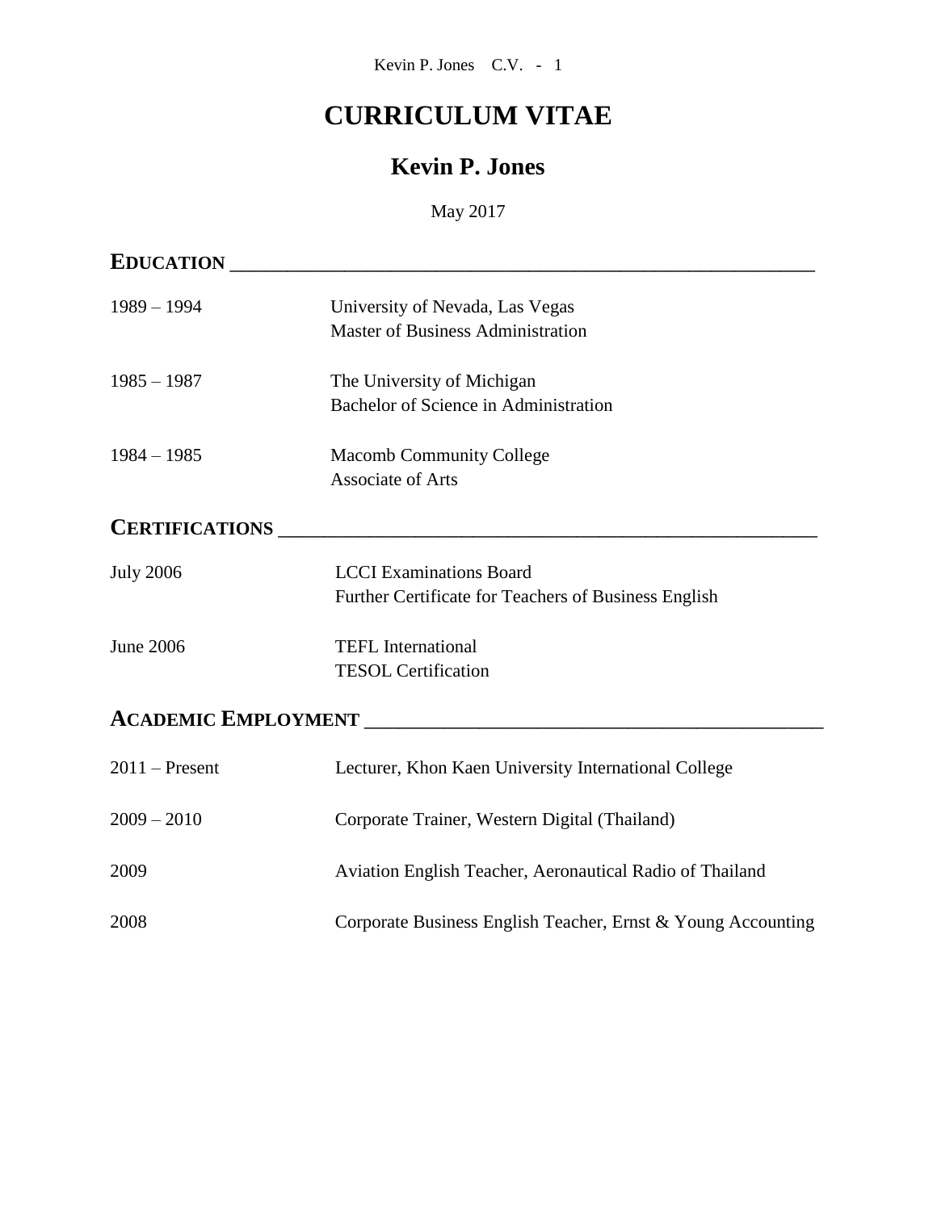# CURRICULUM VITAE

## Kevin P. Jones

May 2017

## EDUCATION

1989 – 1994 University of Nevada, Las Vegas
Master of Business Administration

1985 – 1987 The University of Michigan
Bachelor of Science in Administration

1984 – 1985 Macomb Community College
Associate of Arts

## CERTIFICATIONS

July 2006 LCCI Examinations Board
Further Certificate for Teachers of Business English

June 2006 TEFL International
TESOL Certification

## ACADEMIC EMPLOYMENT

2011 – Present Lecturer, Khon Kaen University International College

2009 – 2010 Corporate Trainer, Western Digital (Thailand)

2009 Aviation English Teacher, Aeronautical Radio of Thailand

2008 Corporate Business English Teacher, Ernst & Young Accounting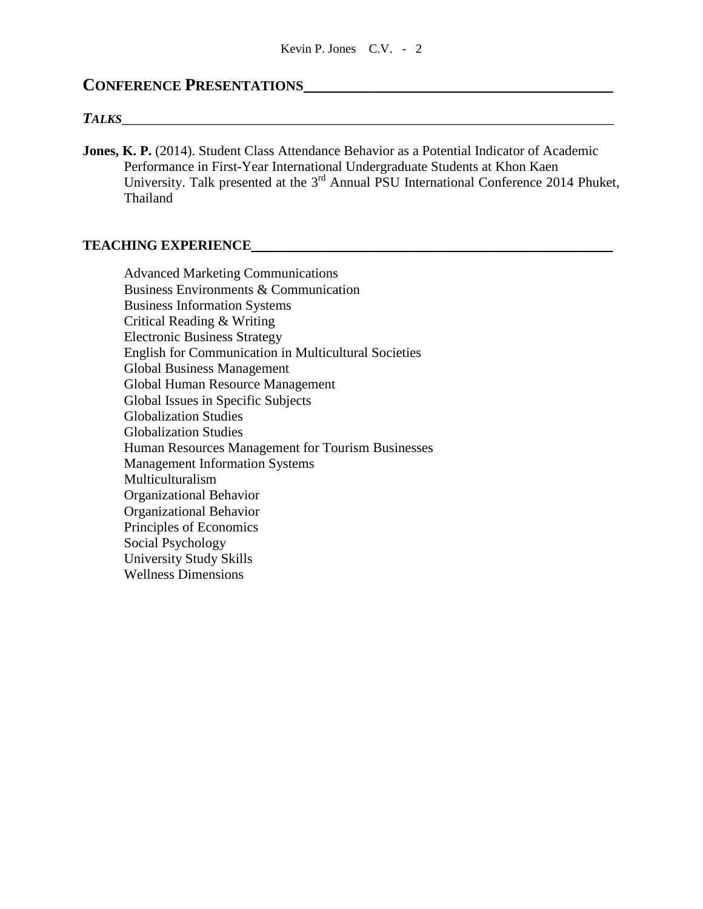## CONFERENCE PRESENTATIONS

### *TALKS*

**Jones, K. P.** (2014). Student Class Attendance Behavior as a Potential Indicator of Academic Performance in First-Year International Undergraduate Students at Khon Kaen University. Talk presented at the 3rd Annual PSU International Conference 2014 Phuket, Thailand

## TEACHING EXPERIENCE

Advanced Marketing Communications
Business Environments & Communication
Business Information Systems
Critical Reading & Writing
Electronic Business Strategy
English for Communication in Multicultural Societies
Global Business Management
Global Human Resource Management
Global Issues in Specific Subjects
Globalization Studies
Globalization Studies
Human Resources Management for Tourism Businesses
Management Information Systems
Multiculturalism
Organizational Behavior
Organizational Behavior
Principles of Economics
Social Psychology
University Study Skills
Wellness Dimensions